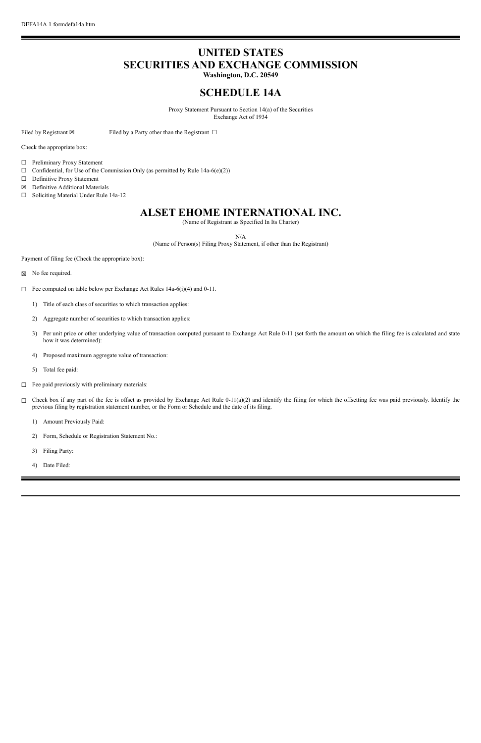DEFA14A 1 formdefa14a.htm

# UNITED STATES
# SECURITIES AND EXCHANGE COMMISSION

**Washington, D.C. 20549**

## SCHEDULE 14A

Proxy Statement Pursuant to Section 14(a) of the Securities Exchange Act of 1934

Filed by Registrant ☒ Filed by a Party other than the Registrant ☐

Check the appropriate box:

☐ Preliminary Proxy Statement
☐ Confidential, for Use of the Commission Only (as permitted by Rule 14a-6(e)(2))
☐ Definitive Proxy Statement
☒ Definitive Additional Materials
☐ Soliciting Material Under Rule 14a-12

## ALSET EHOME INTERNATIONAL INC.

(Name of Registrant as Specified In Its Charter)

N/A

(Name of Person(s) Filing Proxy Statement, if other than the Registrant)

Payment of filing fee (Check the appropriate box):

☒ No fee required.

☐ Fee computed on table below per Exchange Act Rules 14a-6(i)(4) and 0-11.

1) Title of each class of securities to which transaction applies:

2) Aggregate number of securities to which transaction applies:

3) Per unit price or other underlying value of transaction computed pursuant to Exchange Act Rule 0-11 (set forth the amount on which the filing fee is calculated and state how it was determined):

4) Proposed maximum aggregate value of transaction:

5) Total fee paid:

☐ Fee paid previously with preliminary materials:

☐ Check box if any part of the fee is offset as provided by Exchange Act Rule 0-11(a)(2) and identify the filing for which the offsetting fee was paid previously. Identify the previous filing by registration statement number, or the Form or Schedule and the date of its filing.

1) Amount Previously Paid:

2) Form, Schedule or Registration Statement No.:

3) Filing Party:

4) Date Filed: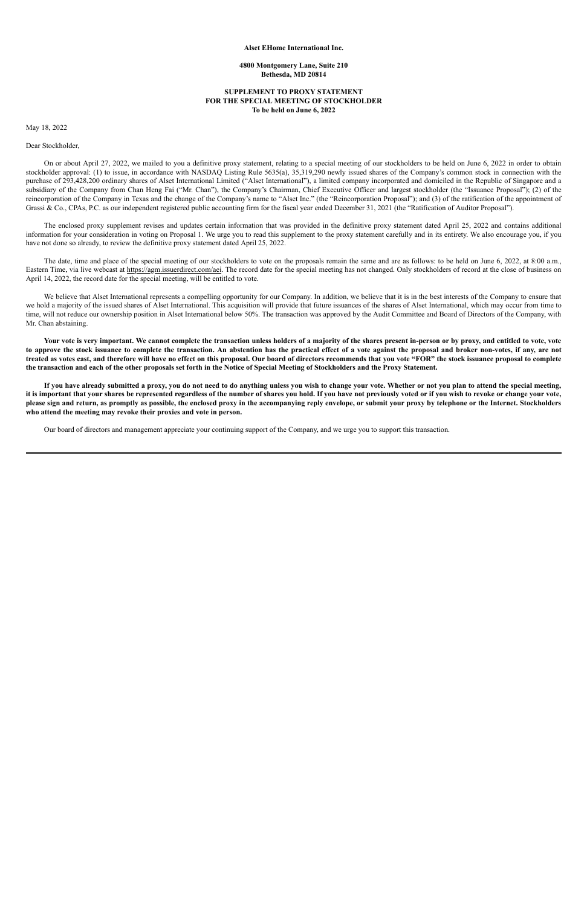**Alset EHome International Inc.**

**4800 Montgomery Lane, Suite 210**
**Bethesda, MD 20814**

**SUPPLEMENT TO PROXY STATEMENT**
**FOR THE SPECIAL MEETING OF STOCKHOLDER**
**To be held on June 6, 2022**

May 18, 2022

Dear Stockholder,

On or about April 27, 2022, we mailed to you a definitive proxy statement, relating to a special meeting of our stockholders to be held on June 6, 2022 in order to obtain stockholder approval: (1) to issue, in accordance with NASDAQ Listing Rule 5635(a), 35,319,290 newly issued shares of the Company's common stock in connection with the purchase of 293,428,200 ordinary shares of Alset International Limited ("Alset International"), a limited company incorporated and domiciled in the Republic of Singapore and a subsidiary of the Company from Chan Heng Fai ("Mr. Chan"), the Company's Chairman, Chief Executive Officer and largest stockholder (the "Issuance Proposal"); (2) of the reincorporation of the Company in Texas and the change of the Company's name to "Alset Inc." (the "Reincorporation Proposal"); and (3) of the ratification of the appointment of Grassi & Co., CPAs, P.C. as our independent registered public accounting firm for the fiscal year ended December 31, 2021 (the "Ratification of Auditor Proposal").

The enclosed proxy supplement revises and updates certain information that was provided in the definitive proxy statement dated April 25, 2022 and contains additional information for your consideration in voting on Proposal 1. We urge you to read this supplement to the proxy statement carefully and in its entirety. We also encourage you, if you have not done so already, to review the definitive proxy statement dated April 25, 2022.

The date, time and place of the special meeting of our stockholders to vote on the proposals remain the same and are as follows: to be held on June 6, 2022, at 8:00 a.m., Eastern Time, via live webcast at https://agm.issuerdirect.com/aei. The record date for the special meeting has not changed. Only stockholders of record at the close of business on April 14, 2022, the record date for the special meeting, will be entitled to vote.

We believe that Alset International represents a compelling opportunity for our Company. In addition, we believe that it is in the best interests of the Company to ensure that we hold a majority of the issued shares of Alset International. This acquisition will provide that future issuances of the shares of Alset International, which may occur from time to time, will not reduce our ownership position in Alset International below 50%. The transaction was approved by the Audit Committee and Board of Directors of the Company, with Mr. Chan abstaining.

**Your vote is very important. We cannot complete the transaction unless holders of a majority of the shares present in-person or by proxy, and entitled to vote, vote to approve the stock issuance to complete the transaction. An abstention has the practical effect of a vote against the proposal and broker non-votes, if any, are not treated as votes cast, and therefore will have no effect on this proposal. Our board of directors recommends that you vote "FOR" the stock issuance proposal to complete the transaction and each of the other proposals set forth in the Notice of Special Meeting of Stockholders and the Proxy Statement.**

**If you have already submitted a proxy, you do not need to do anything unless you wish to change your vote. Whether or not you plan to attend the special meeting, it is important that your shares be represented regardless of the number of shares you hold. If you have not previously voted or if you wish to revoke or change your vote, please sign and return, as promptly as possible, the enclosed proxy in the accompanying reply envelope, or submit your proxy by telephone or the Internet. Stockholders who attend the meeting may revoke their proxies and vote in person.**

Our board of directors and management appreciate your continuing support of the Company, and we urge you to support this transaction.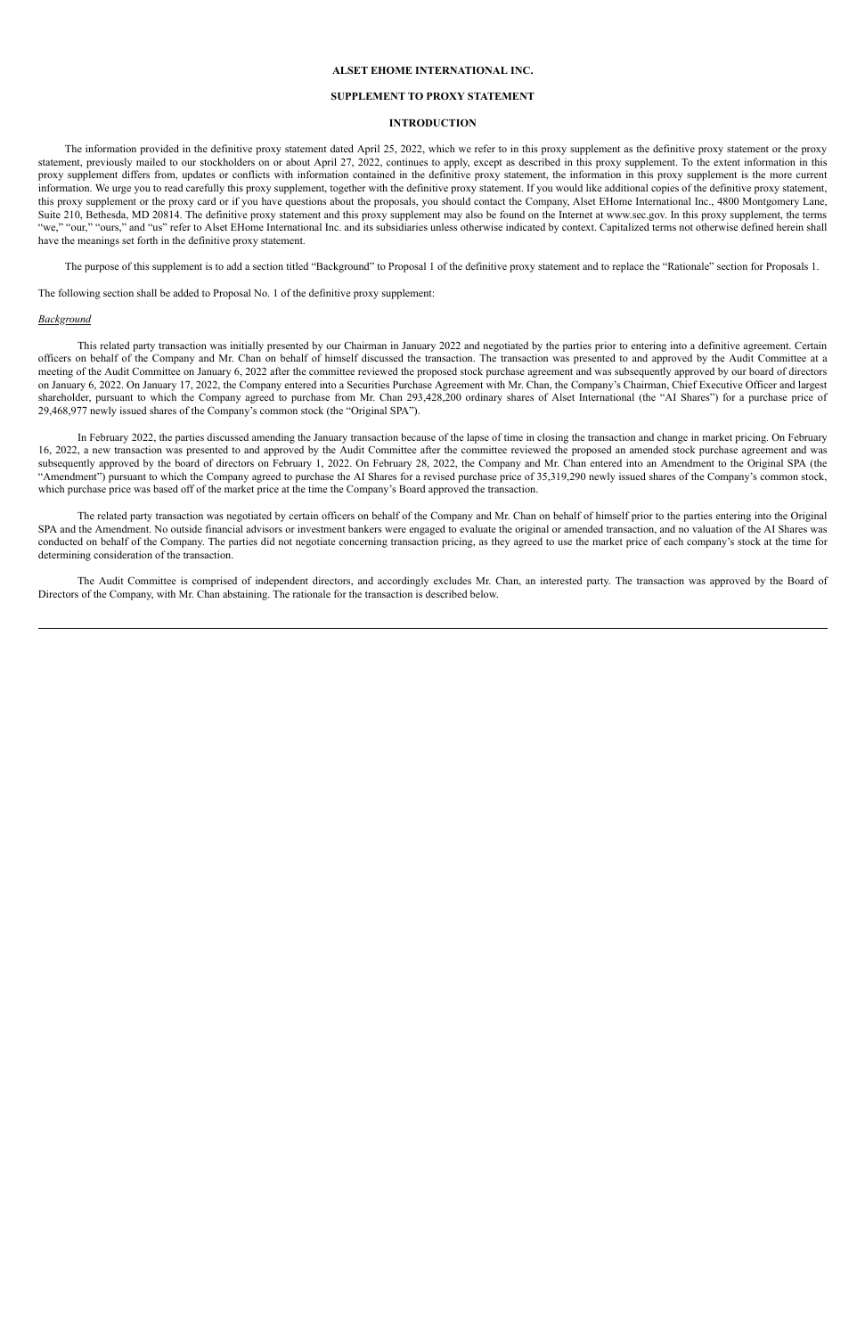**ALSET EHOME INTERNATIONAL INC.**

**SUPPLEMENT TO PROXY STATEMENT**

**INTRODUCTION**

The information provided in the definitive proxy statement dated April 25, 2022, which we refer to in this proxy supplement as the definitive proxy statement or the proxy statement, previously mailed to our stockholders on or about April 27, 2022, continues to apply, except as described in this proxy supplement. To the extent information in this proxy supplement differs from, updates or conflicts with information contained in the definitive proxy statement, the information in this proxy supplement is the more current information. We urge you to read carefully this proxy supplement, together with the definitive proxy statement. If you would like additional copies of the definitive proxy statement, this proxy supplement or the proxy card or if you have questions about the proposals, you should contact the Company, Alset EHome International Inc., 4800 Montgomery Lane, Suite 210, Bethesda, MD 20814. The definitive proxy statement and this proxy supplement may also be found on the Internet at www.sec.gov. In this proxy supplement, the terms "we," "our," "ours," and "us" refer to Alset EHome International Inc. and its subsidiaries unless otherwise indicated by context. Capitalized terms not otherwise defined herein shall have the meanings set forth in the definitive proxy statement.

The purpose of this supplement is to add a section titled "Background" to Proposal 1 of the definitive proxy statement and to replace the "Rationale" section for Proposals 1.

The following section shall be added to Proposal No. 1 of the definitive proxy supplement:

*Background*

This related party transaction was initially presented by our Chairman in January 2022 and negotiated by the parties prior to entering into a definitive agreement. Certain officers on behalf of the Company and Mr. Chan on behalf of himself discussed the transaction. The transaction was presented to and approved by the Audit Committee at a meeting of the Audit Committee on January 6, 2022 after the committee reviewed the proposed stock purchase agreement and was subsequently approved by our board of directors on January 6, 2022. On January 17, 2022, the Company entered into a Securities Purchase Agreement with Mr. Chan, the Company's Chairman, Chief Executive Officer and largest shareholder, pursuant to which the Company agreed to purchase from Mr. Chan 293,428,200 ordinary shares of Alset International (the "AI Shares") for a purchase price of 29,468,977 newly issued shares of the Company's common stock (the "Original SPA").

In February 2022, the parties discussed amending the January transaction because of the lapse of time in closing the transaction and change in market pricing. On February 16, 2022, a new transaction was presented to and approved by the Audit Committee after the committee reviewed the proposed an amended stock purchase agreement and was subsequently approved by the board of directors on February 1, 2022. On February 28, 2022, the Company and Mr. Chan entered into an Amendment to the Original SPA (the "Amendment") pursuant to which the Company agreed to purchase the AI Shares for a revised purchase price of 35,319,290 newly issued shares of the Company's common stock, which purchase price was based off of the market price at the time the Company's Board approved the transaction.

The related party transaction was negotiated by certain officers on behalf of the Company and Mr. Chan on behalf of himself prior to the parties entering into the Original SPA and the Amendment. No outside financial advisors or investment bankers were engaged to evaluate the original or amended transaction, and no valuation of the AI Shares was conducted on behalf of the Company. The parties did not negotiate concerning transaction pricing, as they agreed to use the market price of each company's stock at the time for determining consideration of the transaction.

The Audit Committee is comprised of independent directors, and accordingly excludes Mr. Chan, an interested party. The transaction was approved by the Board of Directors of the Company, with Mr. Chan abstaining. The rationale for the transaction is described below.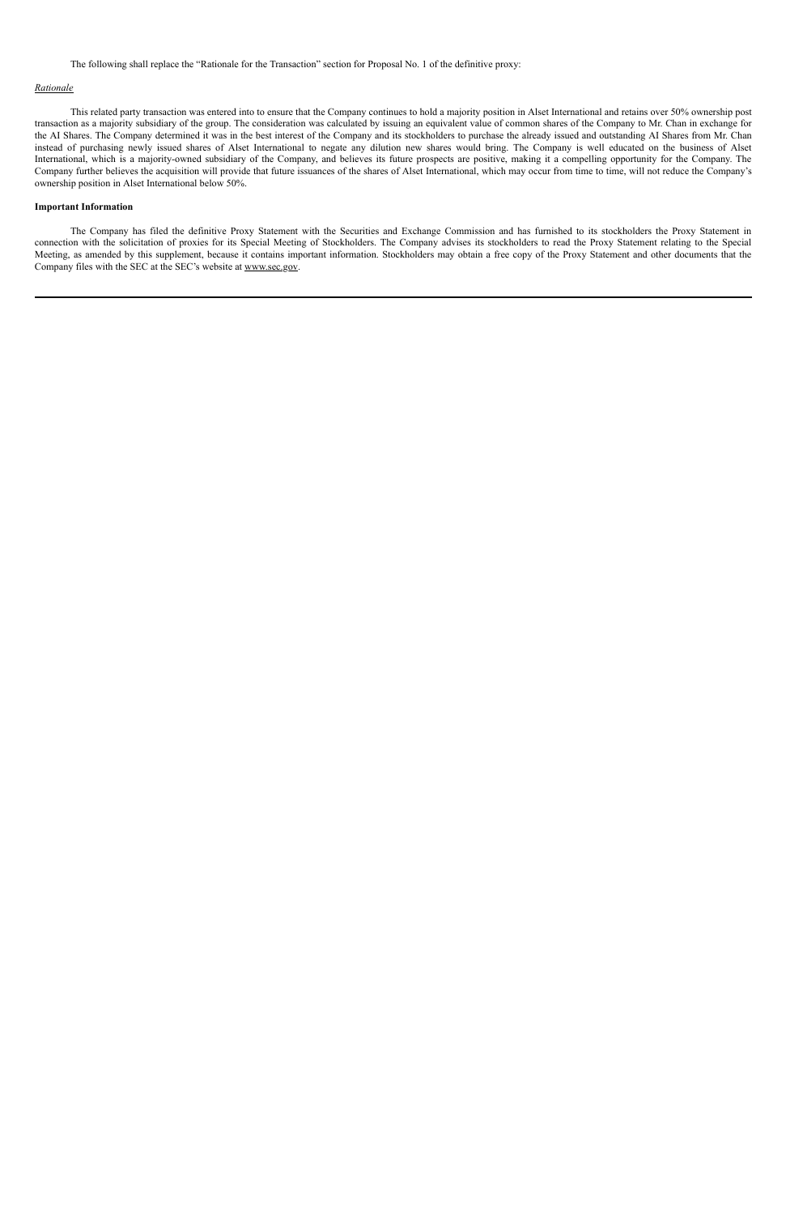The following shall replace the "Rationale for the Transaction" section for Proposal No. 1 of the definitive proxy:

*Rationale*

This related party transaction was entered into to ensure that the Company continues to hold a majority position in Alset International and retains over 50% ownership post transaction as a majority subsidiary of the group. The consideration was calculated by issuing an equivalent value of common shares of the Company to Mr. Chan in exchange for the AI Shares. The Company determined it was in the best interest of the Company and its stockholders to purchase the already issued and outstanding AI Shares from Mr. Chan instead of purchasing newly issued shares of Alset International to negate any dilution new shares would bring. The Company is well educated on the business of Alset International, which is a majority-owned subsidiary of the Company, and believes its future prospects are positive, making it a compelling opportunity for the Company. The Company further believes the acquisition will provide that future issuances of the shares of Alset International, which may occur from time to time, will not reduce the Company's ownership position in Alset International below 50%.

**Important Information**

The Company has filed the definitive Proxy Statement with the Securities and Exchange Commission and has furnished to its stockholders the Proxy Statement in connection with the solicitation of proxies for its Special Meeting of Stockholders. The Company advises its stockholders to read the Proxy Statement relating to the Special Meeting, as amended by this supplement, because it contains important information. Stockholders may obtain a free copy of the Proxy Statement and other documents that the Company files with the SEC at the SEC's website at www.sec.gov.